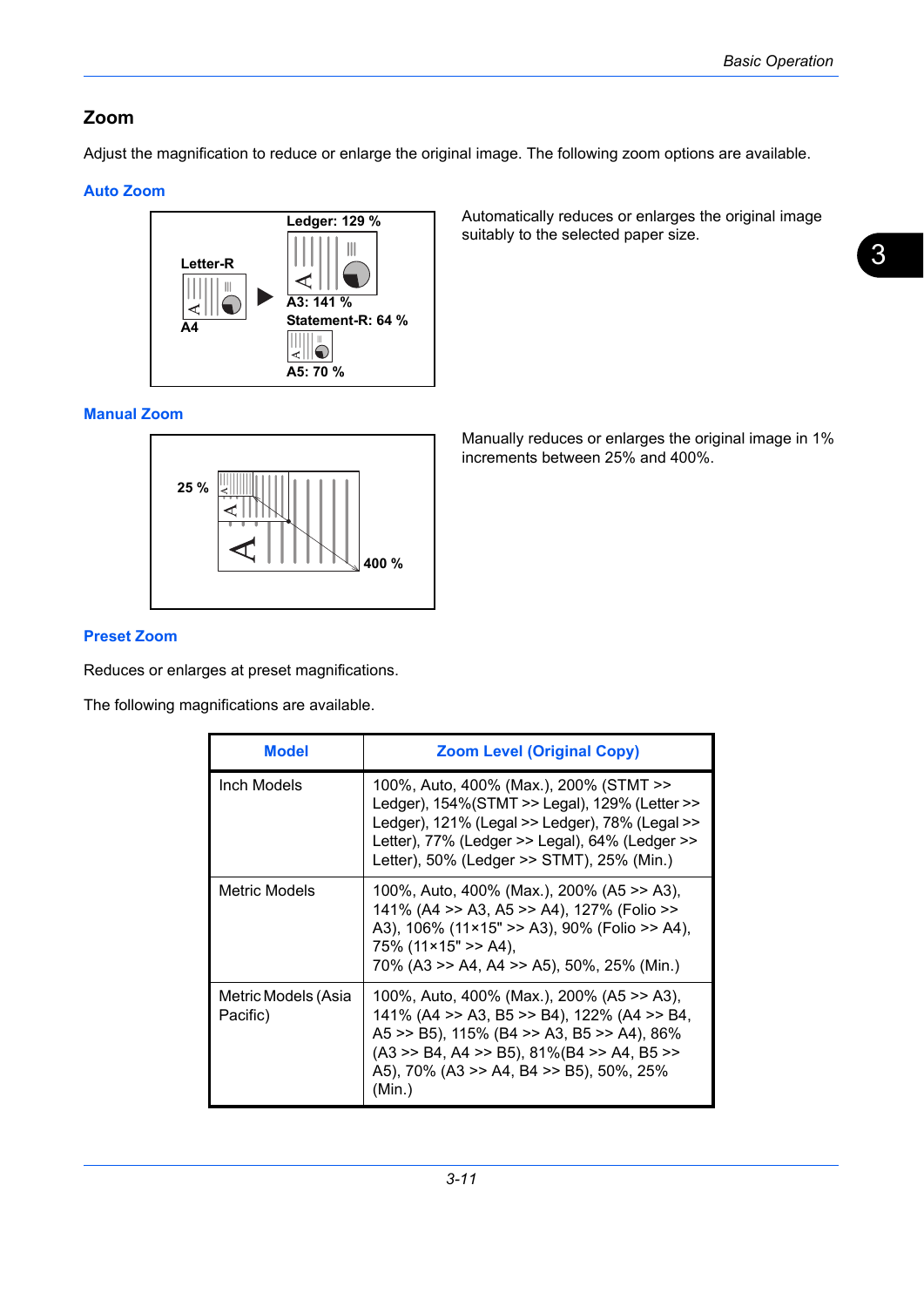## Zoom

Adjust the magnification to reduce or enlarge the original image. The following zoom options are available.

### Auto Zoom

Automatically reduces or enlarges the original image suitably to the selected paper size.

### Manual Zoom

Manually reduces or enlarges the original image in 1% increments between 25% and 400%.

### Preset Zoom

Reduces or enlarges at preset magnifications.

The following magnifications are available.

| Model | Zoom Level (Original Copy) |
|---|---|
| Inch Models | 100%, Auto, 400% (Max.), 200% (STMT >> Ledger), 154%(STMT >> Legal), 129% (Letter >> Ledger), 121% (Legal >> Ledger), 78% (Legal >> Letter), 77% (Ledger >> Legal), 64% (Ledger >> Letter), 50% (Ledger >> STMT), 25% (Min.) |
| Metric Models | 100%, Auto, 400% (Max.), 200% (A5 >> A3), 141% (A4 >> A3, A5 >> A4), 127% (Folio >> A3), 106% (11×15" >> A3), 90% (Folio >> A4), 75% (11×15" >> A4), 70% (A3 >> A4, A4 >> A5), 50%, 25% (Min.) |
| Metric Models (Asia Pacific) | 100%, Auto, 400% (Max.), 200% (A5 >> A3), 141% (A4 >> A3, B5 >> B4), 122% (A4 >> B4, A5 >> B5), 115% (B4 >> A3, B5 >> A4), 86% (A3 >> B4, A4 >> B5), 81%(B4 >> A4, B5 >> A5), 70% (A3 >> A4, B4 >> B5), 50%, 25% (Min.) |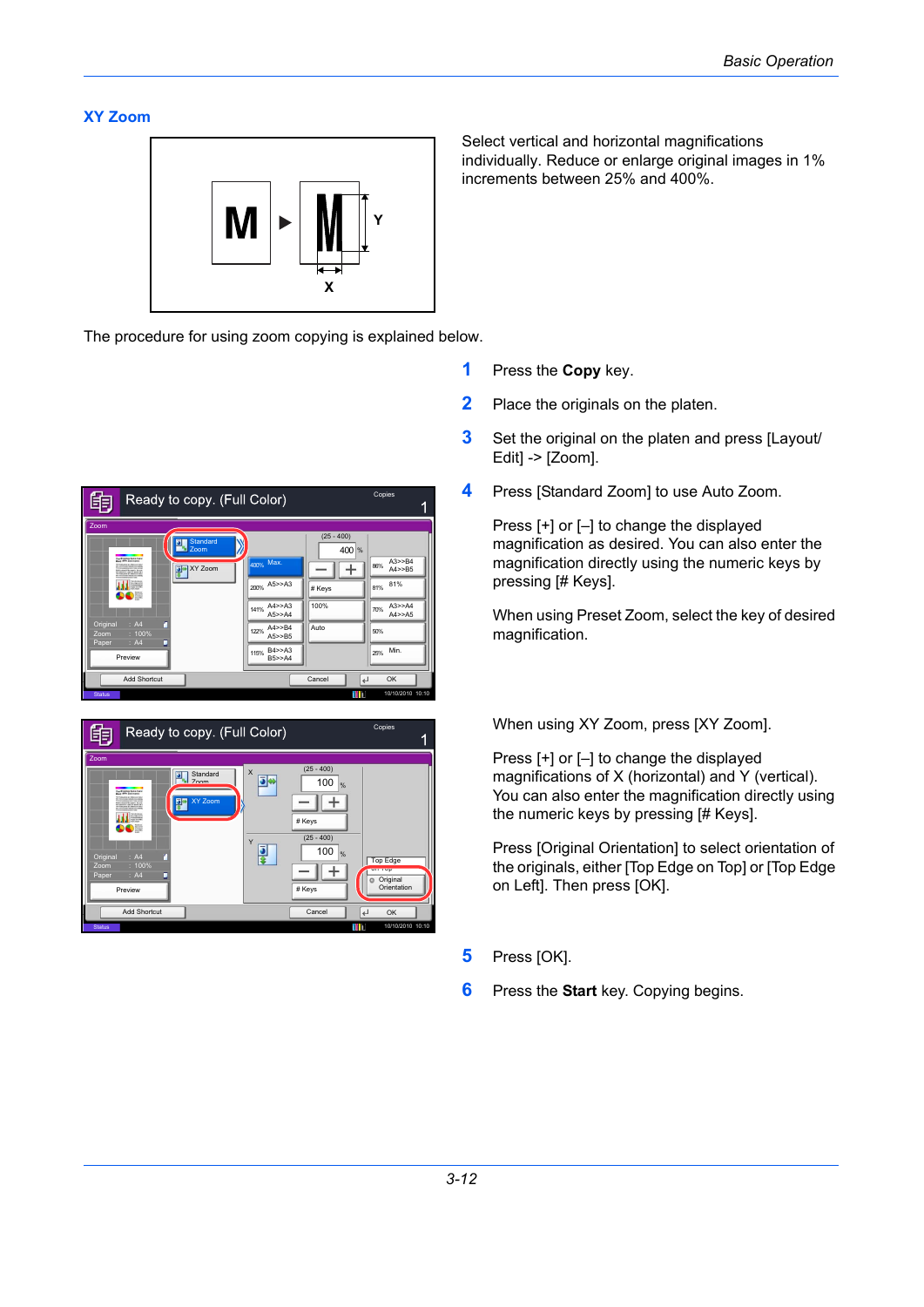## XY Zoom

Select vertical and horizontal magnifications individually. Reduce or enlarge original images in 1% increments between 25% and 400%.

The procedure for using zoom copying is explained below.

1. Press the **Copy** key.
2. Place the originals on the platen.
3. Set the original on the platen and press [Layout/Edit] -> [Zoom].
4. Press [Standard Zoom] to use Auto Zoom.

   Press [+] or [–] to change the displayed magnification as desired. You can also enter the magnification directly using the numeric keys by pressing [# Keys].

   When using Preset Zoom, select the key of desired magnification.

   When using XY Zoom, press [XY Zoom].

   Press [+] or [–] to change the displayed magnifications of X (horizontal) and Y (vertical). You can also enter the magnification directly using the numeric keys by pressing [# Keys].

   Press [Original Orientation] to select orientation of the originals, either [Top Edge on Top] or [Top Edge on Left]. Then press [OK].
5. Press [OK].
6. Press the **Start** key. Copying begins.